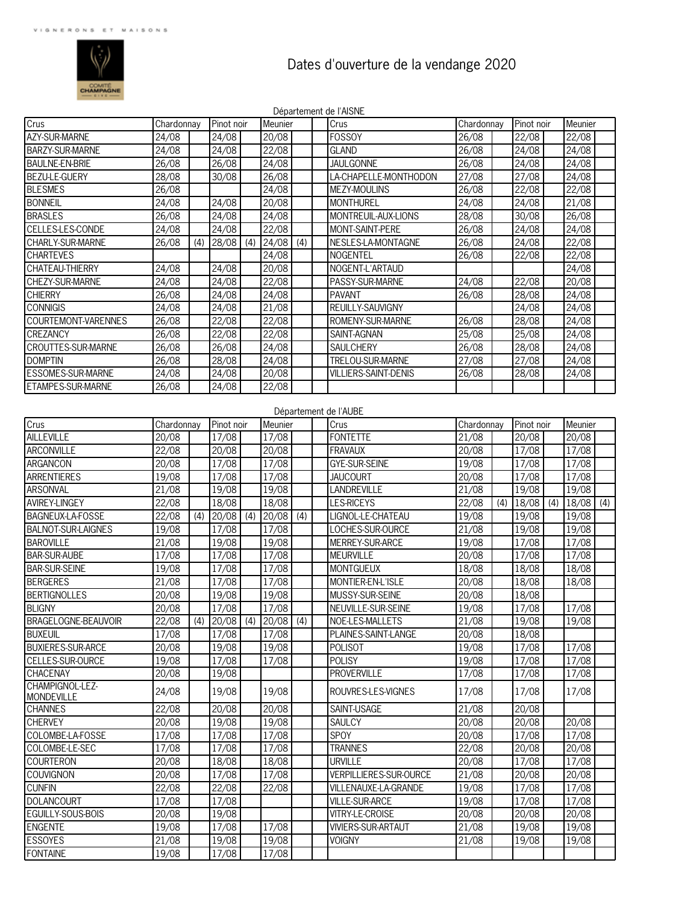VIGNERONS ET MAISONS

# Dates d'ouverture de la vendange 2020

## Département de l'AISNE

| Crus | Chardonnay | | Pinot noir | | Meunier | | Crus | Chardonnay | | Pinot noir | | Meunier | |
|---|---|---|---|---|---|---|---|---|---|---|---|---|---|
| AZY-SUR-MARNE | 24/08 | | 24/08 | | 20/08 | | FOSSOY | 26/08 | | 22/08 | | 22/08 | |
| BARZY-SUR-MARNE | 24/08 | | 24/08 | | 22/08 | | GLAND | 26/08 | | 24/08 | | 24/08 | |
| BAULNE-EN-BRIE | 26/08 | | 26/08 | | 24/08 | | JAULGONNE | 26/08 | | 24/08 | | 24/08 | |
| BEZU-LE-GUERY | 28/08 | | 30/08 | | 26/08 | | LA-CHAPELLE-MONTHODON | 27/08 | | 27/08 | | 24/08 | |
| BLESMES | 26/08 | | | | 24/08 | | MEZY-MOULINS | 26/08 | | 22/08 | | 22/08 | |
| BONNEIL | 24/08 | | 24/08 | | 20/08 | | MONTHUREL | 24/08 | | 24/08 | | 21/08 | |
| BRASLES | 26/08 | | 24/08 | | 24/08 | | MONTREUIL-AUX-LIONS | 28/08 | | 30/08 | | 26/08 | |
| CELLES-LES-CONDE | 24/08 | | 24/08 | | 22/08 | | MONT-SAINT-PERE | 26/08 | | 24/08 | | 24/08 | |
| CHARLY-SUR-MARNE | 26/08 | (4) | 28/08 | (4) | 24/08 | (4) | NESLES-LA-MONTAGNE | 26/08 | | 24/08 | | 22/08 | |
| CHARTEVES | | | | | 24/08 | | NOGENTEL | 26/08 | | 22/08 | | 22/08 | |
| CHATEAU-THIERRY | 24/08 | | 24/08 | | 20/08 | | NOGENT-L'ARTAUD | | | | | 24/08 | |
| CHEZY-SUR-MARNE | 24/08 | | 24/08 | | 22/08 | | PASSY-SUR-MARNE | 24/08 | | 22/08 | | 20/08 | |
| CHIERRY | 26/08 | | 24/08 | | 24/08 | | PAVANT | 26/08 | | 28/08 | | 24/08 | |
| CONNIGIS | 24/08 | | 24/08 | | 21/08 | | REUILLY-SAUVIGNY | | | 24/08 | | 24/08 | |
| COURTEMONT-VARENNES | 26/08 | | 22/08 | | 22/08 | | ROMENY-SUR-MARNE | 26/08 | | 28/08 | | 24/08 | |
| CREZANCY | 26/08 | | 22/08 | | 22/08 | | SAINT-AGNAN | 25/08 | | 25/08 | | 24/08 | |
| CROUTTES-SUR-MARNE | 26/08 | | 26/08 | | 24/08 | | SAULCHERY | 26/08 | | 28/08 | | 24/08 | |
| DOMPTIN | 26/08 | | 28/08 | | 24/08 | | TRELOU-SUR-MARNE | 27/08 | | 27/08 | | 24/08 | |
| ESSOMES-SUR-MARNE | 24/08 | | 24/08 | | 20/08 | | VILLIERS-SAINT-DENIS | 26/08 | | 28/08 | | 24/08 | |
| ETAMPES-SUR-MARNE | 26/08 | | 24/08 | | 22/08 | | | | | | | | |

## Département de l'AUBE

| Crus | Chardonnay | | Pinot noir | | Meunier | | Crus | Chardonnay | | Pinot noir | | Meunier | |
|---|---|---|---|---|---|---|---|---|---|---|---|---|---|
| AILLEVILLE | 20/08 | | 17/08 | | 17/08 | | FONTETTE | 21/08 | | 20/08 | | 20/08 | |
| ARCONVILLE | 22/08 | | 20/08 | | 20/08 | | FRAVAUX | 20/08 | | 17/08 | | 17/08 | |
| ARGANCON | 20/08 | | 17/08 | | 17/08 | | GYE-SUR-SEINE | 19/08 | | 17/08 | | 17/08 | |
| ARRENTIERES | 19/08 | | 17/08 | | 17/08 | | JAUCOURT | 20/08 | | 17/08 | | 17/08 | |
| ARSONVAL | 21/08 | | 19/08 | | 19/08 | | LANDREVILLE | 21/08 | | 19/08 | | 19/08 | |
| AVIREY-LINGEY | 22/08 | | 18/08 | | 18/08 | | LES-RICEYS | 22/08 | (4) | 18/08 | (4) | 18/08 | (4) |
| BAGNEUX-LA-FOSSE | 22/08 | (4) | 20/08 | (4) | 20/08 | (4) | LIGNOL-LE-CHATEAU | 19/08 | | 19/08 | | 19/08 | |
| BALNOT-SUR-LAIGNES | 19/08 | | 17/08 | | 17/08 | | LOCHES-SUR-OURCE | 21/08 | | 19/08 | | 19/08 | |
| BAROVILLE | 21/08 | | 19/08 | | 19/08 | | MERREY-SUR-ARCE | 19/08 | | 17/08 | | 17/08 | |
| BAR-SUR-AUBE | 17/08 | | 17/08 | | 17/08 | | MEURVILLE | 20/08 | | 17/08 | | 17/08 | |
| BAR-SUR-SEINE | 19/08 | | 17/08 | | 17/08 | | MONTGUEUX | 18/08 | | 18/08 | | 18/08 | |
| BERGERES | 21/08 | | 17/08 | | 17/08 | | MONTIER-EN-L'ISLE | 20/08 | | 18/08 | | 18/08 | |
| BERTIGNOLLES | 20/08 | | 19/08 | | 19/08 | | MUSSY-SUR-SEINE | 20/08 | | 18/08 | | | |
| BLIGNY | 20/08 | | 17/08 | | 17/08 | | NEUVILLE-SUR-SEINE | 19/08 | | 17/08 | | 17/08 | |
| BRAGELOGNE-BEAUVOIR | 22/08 | (4) | 20/08 | (4) | 20/08 | (4) | NOE-LES-MALLETS | 21/08 | | 19/08 | | 19/08 | |
| BUXEUIL | 17/08 | | 17/08 | | 17/08 | | PLAINES-SAINT-LANGE | 20/08 | | 18/08 | | | |
| BUXIERES-SUR-ARCE | 20/08 | | 19/08 | | 19/08 | | POLISOT | 19/08 | | 17/08 | | 17/08 | |
| CELLES-SUR-OURCE | 19/08 | | 17/08 | | 17/08 | | POLISY | 19/08 | | 17/08 | | 17/08 | |
| CHACENAY | 20/08 | | 19/08 | | | | PROVERVILLE | 17/08 | | 17/08 | | 17/08 | |
| CHAMPIGNOL-LEZ-MONDEVILLE | 24/08 | | 19/08 | | 19/08 | | ROUVRES-LES-VIGNES | 17/08 | | 17/08 | | 17/08 | |
| CHANNES | 22/08 | | 20/08 | | 20/08 | | SAINT-USAGE | 21/08 | | 20/08 | | | |
| CHERVEY | 20/08 | | 19/08 | | 19/08 | | SAULCY | 20/08 | | 20/08 | | 20/08 | |
| COLOMBE-LA-FOSSE | 17/08 | | 17/08 | | 17/08 | | SPOY | 20/08 | | 17/08 | | 17/08 | |
| COLOMBE-LE-SEC | 17/08 | | 17/08 | | 17/08 | | TRANNES | 22/08 | | 20/08 | | 20/08 | |
| COURTERON | 20/08 | | 18/08 | | 18/08 | | URVILLE | 20/08 | | 17/08 | | 17/08 | |
| COUVIGNON | 20/08 | | 17/08 | | 17/08 | | VERPILLIERES-SUR-OURCE | 21/08 | | 20/08 | | 20/08 | |
| CUNFIN | 22/08 | | 22/08 | | 22/08 | | VILLENAUXE-LA-GRANDE | 19/08 | | 17/08 | | 17/08 | |
| DOLANCOURT | 17/08 | | 17/08 | | | | VILLE-SUR-ARCE | 19/08 | | 17/08 | | 17/08 | |
| EGUILLY-SOUS-BOIS | 20/08 | | 19/08 | | | | VITRY-LE-CROISE | 20/08 | | 20/08 | | 20/08 | |
| ENGENTE | 19/08 | | 17/08 | | 17/08 | | VIVIERS-SUR-ARTAUT | 21/08 | | 19/08 | | 19/08 | |
| ESSOYES | 21/08 | | 19/08 | | 19/08 | | VOIGNY | 21/08 | | 19/08 | | 19/08 | |
| FONTAINE | 19/08 | | 17/08 | | 17/08 | | | | | | | | |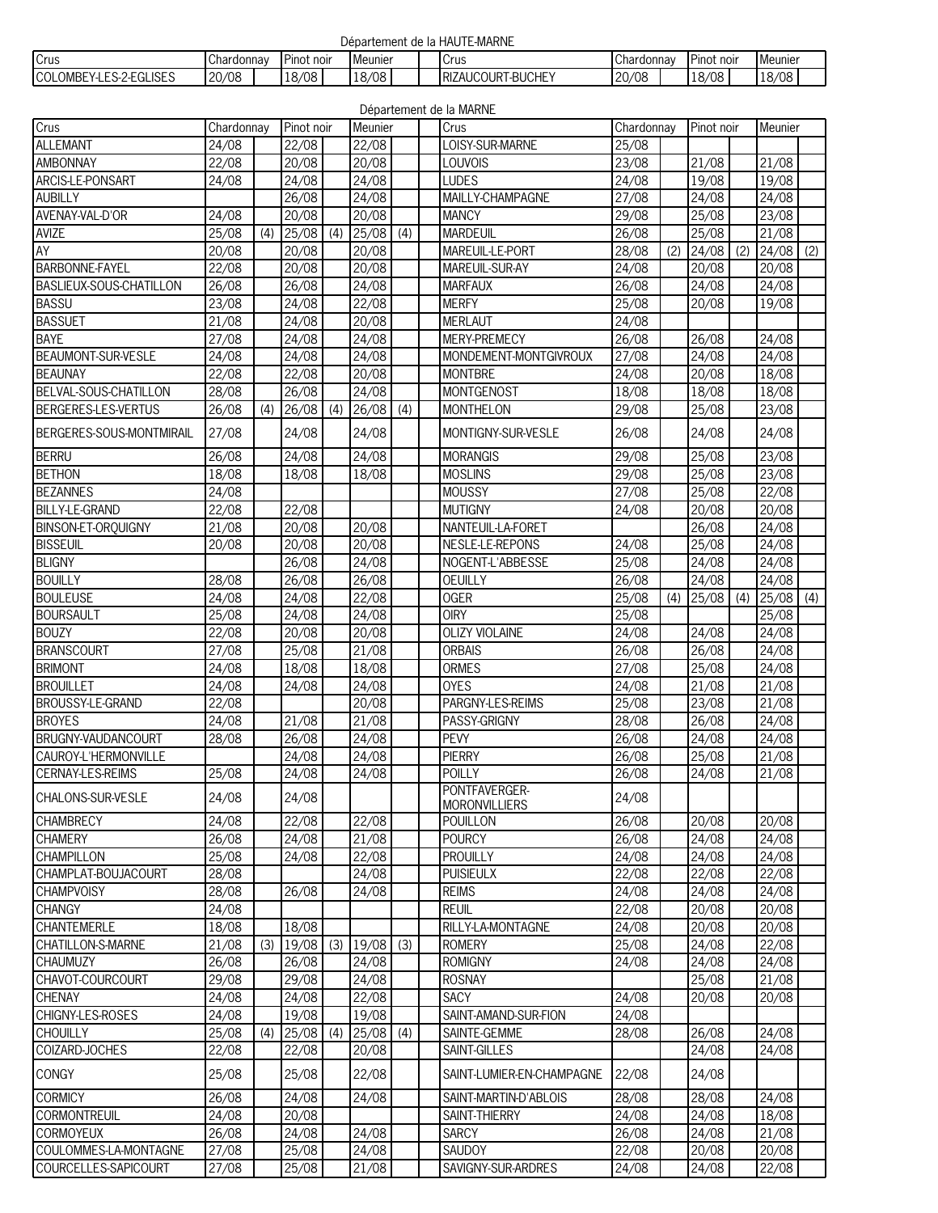Département de la HAUTE-MARNE

| Crus | Chardonnay | | Pinot noir | | Meunier | | Crus | Chardonnay | | Pinot noir | | Meunier | |
|---|---|---|---|---|---|---|---|---|---|---|---|---|---|
| COLOMBEY-LES-2-EGLISES | 20/08 | | 18/08 | | 18/08 | | RIZAUCOURT-BUCHEY | 20/08 | | 18/08 | | 18/08 | |

Département de la MARNE

| Crus | Chardonnay | | Pinot noir | | Meunier | | Crus | Chardonnay | | Pinot noir | | Meunier | |
|---|---|---|---|---|---|---|---|---|---|---|---|---|---|
| ALLEMANT | 24/08 | | 22/08 | | 22/08 | | LOISY-SUR-MARNE | 25/08 | | | | | |
| AMBONNAY | 22/08 | | 20/08 | | 20/08 | | LOUVOIS | 23/08 | | 21/08 | | 21/08 | |
| ARCIS-LE-PONSART | 24/08 | | 24/08 | | 24/08 | | LUDES | 24/08 | | 19/08 | | 19/08 | |
| AUBILLY | | | 26/08 | | 24/08 | | MAILLY-CHAMPAGNE | 27/08 | | 24/08 | | 24/08 | |
| AVENAY-VAL-D'OR | 24/08 | | 20/08 | | 20/08 | | MANCY | 29/08 | | 25/08 | | 23/08 | |
| AVIZE | 25/08 | (4) | 25/08 | (4) | 25/08 | (4) | MARDEUIL | 26/08 | | 25/08 | | 21/08 | |
| AY | 20/08 | | 20/08 | | 20/08 | | MAREUIL-LE-PORT | 28/08 | (2) | 24/08 | (2) | 24/08 | (2) |
| BARBONNE-FAYEL | 22/08 | | 20/08 | | 20/08 | | MAREUIL-SUR-AY | 24/08 | | 20/08 | | 20/08 | |
| BASLIEUX-SOUS-CHATILLON | 26/08 | | 26/08 | | 24/08 | | MARFAUX | 26/08 | | 24/08 | | 24/08 | |
| BASSU | 23/08 | | 24/08 | | 22/08 | | MERFY | 25/08 | | 20/08 | | 19/08 | |
| BASSUET | 21/08 | | 24/08 | | 20/08 | | MERLAUT | 24/08 | | | | | |
| BAYE | 27/08 | | 24/08 | | 24/08 | | MERY-PREMECY | 26/08 | | 26/08 | | 24/08 | |
| BEAUMONT-SUR-VESLE | 24/08 | | 24/08 | | 24/08 | | MONDEMENT-MONTGIVROUX | 27/08 | | 24/08 | | 24/08 | |
| BEAUNAY | 22/08 | | 22/08 | | 20/08 | | MONTBRE | 24/08 | | 20/08 | | 18/08 | |
| BELVAL-SOUS-CHATILLON | 28/08 | | 26/08 | | 24/08 | | MONTGENOST | 18/08 | | 18/08 | | 18/08 | |
| BERGERES-LES-VERTUS | 26/08 | (4) | 26/08 | (4) | 26/08 | (4) | MONTHELON | 29/08 | | 25/08 | | 23/08 | |
| BERGERES-SOUS-MONTMIRAIL | 27/08 | | 24/08 | | 24/08 | | MONTIGNY-SUR-VESLE | 26/08 | | 24/08 | | 24/08 | |
| BERRU | 26/08 | | 24/08 | | 24/08 | | MORANGIS | 29/08 | | 25/08 | | 23/08 | |
| BETHON | 18/08 | | 18/08 | | 18/08 | | MOSLINS | 29/08 | | 25/08 | | 23/08 | |
| BEZANNES | 24/08 | | | | | | MOUSSY | 27/08 | | 25/08 | | 22/08 | |
| BILLY-LE-GRAND | 22/08 | | 22/08 | | | | MUTIGNY | 24/08 | | 20/08 | | 20/08 | |
| BINSON-ET-ORQUIGNY | 21/08 | | 20/08 | | 20/08 | | NANTEUIL-LA-FORET | | | 26/08 | | 24/08 | |
| BISSEUIL | 20/08 | | 20/08 | | 20/08 | | NESLE-LE-REPONS | 24/08 | | 25/08 | | 24/08 | |
| BLIGNY | | | 26/08 | | 24/08 | | NOGENT-L'ABBESSE | 25/08 | | 24/08 | | 24/08 | |
| BOUILLY | 28/08 | | 26/08 | | 26/08 | | OEUILLY | 26/08 | | 24/08 | | 24/08 | |
| BOULEUSE | 24/08 | | 24/08 | | 22/08 | | OGER | 25/08 | (4) | 25/08 | (4) | 25/08 | (4) |
| BOURSAULT | 25/08 | | 24/08 | | 24/08 | | OIRY | 25/08 | | | | 25/08 | |
| BOUZY | 22/08 | | 20/08 | | 20/08 | | OLIZY VIOLAINE | 24/08 | | 24/08 | | 24/08 | |
| BRANSCOURT | 27/08 | | 25/08 | | 21/08 | | ORBAIS | 26/08 | | 26/08 | | 24/08 | |
| BRIMONT | 24/08 | | 18/08 | | 18/08 | | ORMES | 27/08 | | 25/08 | | 24/08 | |
| BROUILLET | 24/08 | | 24/08 | | 24/08 | | OYES | 24/08 | | 21/08 | | 21/08 | |
| BROUSSY-LE-GRAND | 22/08 | | | | 20/08 | | PARGNY-LES-REIMS | 25/08 | | 23/08 | | 21/08 | |
| BROYES | 24/08 | | 21/08 | | 21/08 | | PASSY-GRIGNY | 28/08 | | 26/08 | | 24/08 | |
| BRUGNY-VAUDANCOURT | 28/08 | | 26/08 | | 24/08 | | PEVY | 26/08 | | 24/08 | | 24/08 | |
| CAUROY-L'HERMONVILLE | | | 24/08 | | 24/08 | | PIERRY | 26/08 | | 25/08 | | 21/08 | |
| CERNAY-LES-REIMS | 25/08 | | 24/08 | | 24/08 | | POILLY | 26/08 | | 24/08 | | 21/08 | |
| CHALONS-SUR-VESLE | 24/08 | | 24/08 | | | | PONTFAVERGER-MORONVILLIERS | 24/08 | | | | | |
| CHAMBRECY | 24/08 | | 22/08 | | 22/08 | | POUILLON | 26/08 | | 20/08 | | 20/08 | |
| CHAMERY | 26/08 | | 24/08 | | 21/08 | | POURCY | 26/08 | | 24/08 | | 24/08 | |
| CHAMPILLON | 25/08 | | 24/08 | | 22/08 | | PROUILLY | 24/08 | | 24/08 | | 24/08 | |
| CHAMPLAT-BOUJACOURT | 28/08 | | | | 24/08 | | PUISIEULX | 22/08 | | 22/08 | | 22/08 | |
| CHAMPVOISY | 28/08 | | 26/08 | | 24/08 | | REIMS | 24/08 | | 24/08 | | 24/08 | |
| CHANGY | 24/08 | | | | | | REUIL | 22/08 | | 20/08 | | 20/08 | |
| CHANTEMERLE | 18/08 | | 18/08 | | | | RILLY-LA-MONTAGNE | 24/08 | | 20/08 | | 20/08 | |
| CHATILLON-S-MARNE | 21/08 | (3) | 19/08 | (3) | 19/08 | (3) | ROMERY | 25/08 | | 24/08 | | 22/08 | |
| CHAUMUZY | 26/08 | | 26/08 | | 24/08 | | ROMIGNY | 24/08 | | 24/08 | | 24/08 | |
| CHAVOT-COURCOURT | 29/08 | | 29/08 | | 24/08 | | ROSNAY | | | 25/08 | | 21/08 | |
| CHENAY | 24/08 | | 24/08 | | 22/08 | | SACY | 24/08 | | 20/08 | | 20/08 | |
| CHIGNY-LES-ROSES | 24/08 | | 19/08 | | 19/08 | | SAINT-AMAND-SUR-FION | 24/08 | | | | | |
| CHOUILLY | 25/08 | (4) | 25/08 | (4) | 25/08 | (4) | SAINTE-GEMME | 28/08 | | 26/08 | | 24/08 | |
| COIZARD-JOCHES | 22/08 | | 22/08 | | 20/08 | | SAINT-GILLES | | | 24/08 | | 24/08 | |
| CONGY | 25/08 | | 25/08 | | 22/08 | | SAINT-LUMIER-EN-CHAMPAGNE | 22/08 | | 24/08 | | | |
| CORMICY | 26/08 | | 24/08 | | 24/08 | | SAINT-MARTIN-D'ABLOIS | 28/08 | | 28/08 | | 24/08 | |
| CORMONTREUIL | 24/08 | | 20/08 | | | | SAINT-THIERRY | 24/08 | | 24/08 | | 18/08 | |
| CORMOYEUX | 26/08 | | 24/08 | | 24/08 | | SARCY | 26/08 | | 24/08 | | 21/08 | |
| COULOMMES-LA-MONTAGNE | 27/08 | | 25/08 | | 24/08 | | SAUDOY | 22/08 | | 20/08 | | 20/08 | |
| COURCELLES-SAPICOURT | 27/08 | | 25/08 | | 21/08 | | SAVIGNY-SUR-ARDRES | 24/08 | | 24/08 | | 22/08 | |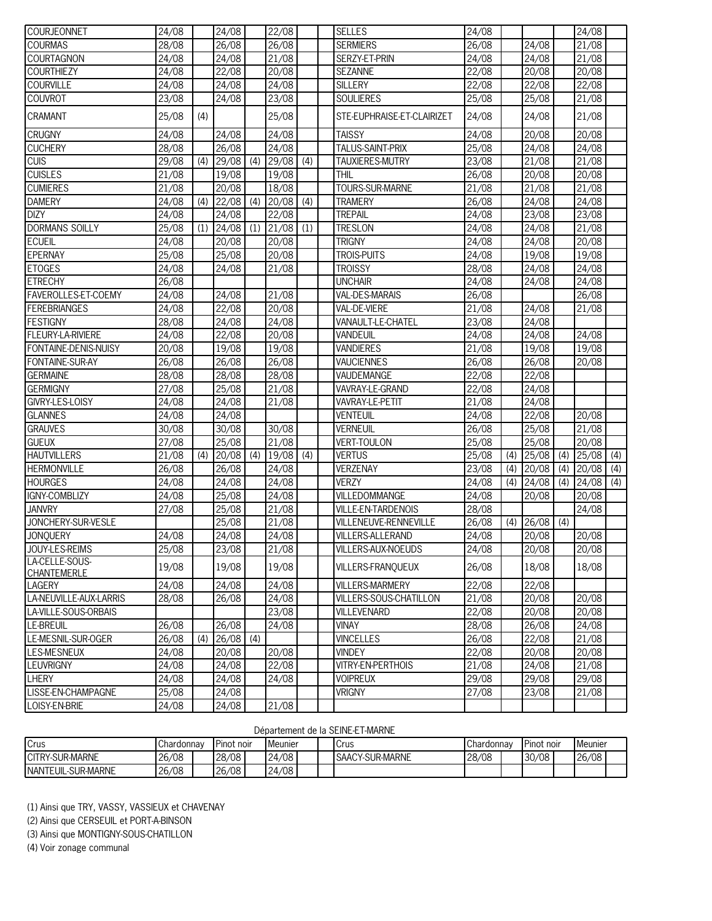| | | | | | | | | | | | | | |
|---|---|---|---|---|---|---|---|---|---|---|---|---|---|
| COURJEONNET | 24/08 | | 24/08 | | 22/08 | | SELLES | 24/08 | | | | 24/08 | |
| COURMAS | 28/08 | | 26/08 | | 26/08 | | SERMIERS | 26/08 | | 24/08 | | 21/08 | |
| COURTAGNON | 24/08 | | 24/08 | | 21/08 | | SERZY-ET-PRIN | 24/08 | | 24/08 | | 21/08 | |
| COURTHIEZY | 24/08 | | 22/08 | | 20/08 | | SEZANNE | 22/08 | | 20/08 | | 20/08 | |
| COURVILLE | 24/08 | | 24/08 | | 24/08 | | SILLERY | 22/08 | | 22/08 | | 22/08 | |
| COUVROT | 23/08 | | 24/08 | | 23/08 | | SOULIERES | 25/08 | | 25/08 | | 21/08 | |
| CRAMANT | 25/08 | (4) | | | 25/08 | | STE-EUPHRAISE-ET-CLAIRIZET | 24/08 | | 24/08 | | 21/08 | |
| CRUGNY | 24/08 | | 24/08 | | 24/08 | | TAISSY | 24/08 | | 20/08 | | 20/08 | |
| CUCHERY | 28/08 | | 26/08 | | 24/08 | | TALUS-SAINT-PRIX | 25/08 | | 24/08 | | 24/08 | |
| CUIS | 29/08 | (4) | 29/08 | (4) | 29/08 | (4) | TAUXIERES-MUTRY | 23/08 | | 21/08 | | 21/08 | |
| CUISLES | 21/08 | | 19/08 | | 19/08 | | THIL | 26/08 | | 20/08 | | 20/08 | |
| CUMIERES | 21/08 | | 20/08 | | 18/08 | | TOURS-SUR-MARNE | 21/08 | | 21/08 | | 21/08 | |
| DAMERY | 24/08 | (4) | 22/08 | (4) | 20/08 | (4) | TRAMERY | 26/08 | | 24/08 | | 24/08 | |
| DIZY | 24/08 | | 24/08 | | 22/08 | | TREPAIL | 24/08 | | 23/08 | | 23/08 | |
| DORMANS SOILLY | 25/08 | (1) | 24/08 | (1) | 21/08 | (1) | TRESLON | 24/08 | | 24/08 | | 21/08 | |
| ECUEIL | 24/08 | | 20/08 | | 20/08 | | TRIGNY | 24/08 | | 24/08 | | 20/08 | |
| EPERNAY | 25/08 | | 25/08 | | 20/08 | | TROIS-PUITS | 24/08 | | 19/08 | | 19/08 | |
| ETOGES | 24/08 | | 24/08 | | 21/08 | | TROISSY | 28/08 | | 24/08 | | 24/08 | |
| ETRECHY | 26/08 | | | | | | UNCHAIR | 24/08 | | 24/08 | | 24/08 | |
| FAVEROLLES-ET-COEMY | 24/08 | | 24/08 | | 21/08 | | VAL-DES-MARAIS | 26/08 | | | | 26/08 | |
| FEREBRIANGES | 24/08 | | 22/08 | | 20/08 | | VAL-DE-VIERE | 21/08 | | 24/08 | | 21/08 | |
| FESTIGNY | 28/08 | | 24/08 | | 24/08 | | VANAULT-LE-CHATEL | 23/08 | | 24/08 | | | |
| FLEURY-LA-RIVIERE | 24/08 | | 22/08 | | 20/08 | | VANDEUIL | 24/08 | | 24/08 | | 24/08 | |
| FONTAINE-DENIS-NUISY | 20/08 | | 19/08 | | 19/08 | | VANDIERES | 21/08 | | 19/08 | | 19/08 | |
| FONTAINE-SUR-AY | 26/08 | | 26/08 | | 26/08 | | VAUCIENNES | 26/08 | | 26/08 | | 20/08 | |
| GERMAINE | 28/08 | | 28/08 | | 28/08 | | VAUDEMANGE | 22/08 | | 22/08 | | | |
| GERMIGNY | 27/08 | | 25/08 | | 21/08 | | VAVRAY-LE-GRAND | 22/08 | | 24/08 | | | |
| GIVRY-LES-LOISY | 24/08 | | 24/08 | | 21/08 | | VAVRAY-LE-PETIT | 21/08 | | 24/08 | | | |
| GLANNES | 24/08 | | 24/08 | | | | VENTEUIL | 24/08 | | 22/08 | | 20/08 | |
| GRAUVES | 30/08 | | 30/08 | | 30/08 | | VERNEUIL | 26/08 | | 25/08 | | 21/08 | |
| GUEUX | 27/08 | | 25/08 | | 21/08 | | VERT-TOULON | 25/08 | | 25/08 | | 20/08 | |
| HAUTVILLERS | 21/08 | (4) | 20/08 | (4) | 19/08 | (4) | VERTUS | 25/08 | (4) | 25/08 | (4) | 25/08 | (4) |
| HERMONVILLE | 26/08 | | 26/08 | | 24/08 | | VERZENAY | 23/08 | (4) | 20/08 | (4) | 20/08 | (4) |
| HOURGES | 24/08 | | 24/08 | | 24/08 | | VERZY | 24/08 | (4) | 24/08 | (4) | 24/08 | (4) |
| IGNY-COMBLIZY | 24/08 | | 25/08 | | 24/08 | | VILLEDOMMANGE | 24/08 | | 20/08 | | 20/08 | |
| JANVRY | 27/08 | | 25/08 | | 21/08 | | VILLE-EN-TARDENOIS | 28/08 | | | | 24/08 | |
| JONCHERY-SUR-VESLE | | | 25/08 | | 21/08 | | VILLENEUVE-RENNEVILLE | 26/08 | (4) | 26/08 | (4) | | |
| JONQUERY | 24/08 | | 24/08 | | 24/08 | | VILLERS-ALLERAND | 24/08 | | 20/08 | | 20/08 | |
| JOUY-LES-REIMS | 25/08 | | 23/08 | | 21/08 | | VILLERS-AUX-NOEUDS | 24/08 | | 20/08 | | 20/08 | |
| LA-CELLE-SOUS-CHANTEMERLE | 19/08 | | 19/08 | | 19/08 | | VILLERS-FRANQUEUX | 26/08 | | 18/08 | | 18/08 | |
| LAGERY | 24/08 | | 24/08 | | 24/08 | | VILLERS-MARMERY | 22/08 | | 22/08 | | | |
| LA-NEUVILLE-AUX-LARRIS | 28/08 | | 26/08 | | 24/08 | | VILLERS-SOUS-CHATILLON | 21/08 | | 20/08 | | 20/08 | |
| LA-VILLE-SOUS-ORBAIS | | | | | 23/08 | | VILLEVENARD | 22/08 | | 20/08 | | 20/08 | |
| LE-BREUIL | 26/08 | | 26/08 | | 24/08 | | VINAY | 28/08 | | 26/08 | | 24/08 | |
| LE-MESNIL-SUR-OGER | 26/08 | (4) | 26/08 | (4) | | | VINCELLES | 26/08 | | 22/08 | | 21/08 | |
| LES-MESNEUX | 24/08 | | 20/08 | | 20/08 | | VINDEY | 22/08 | | 20/08 | | 20/08 | |
| LEUVRIGNY | 24/08 | | 24/08 | | 22/08 | | VITRY-EN-PERTHOIS | 21/08 | | 24/08 | | 21/08 | |
| LHERY | 24/08 | | 24/08 | | 24/08 | | VOIPREUX | 29/08 | | 29/08 | | 29/08 | |
| LISSE-EN-CHAMPAGNE | 25/08 | | 24/08 | | | | VRIGNY | 27/08 | | 23/08 | | 21/08 | |
| LOISY-EN-BRIE | 24/08 | | 24/08 | | 21/08 | | | | | | | | |

Département de la SEINE-ET-MARNE

| Crus | Chardonnay | | Pinot noir | | Meunier | | Crus | Chardonnay | | Pinot noir | | Meunier | |
|---|---|---|---|---|---|---|---|---|---|---|---|---|---|
| CITRY-SUR-MARNE | 26/08 | | 28/08 | | 24/08 | | SAACY-SUR-MARNE | 28/08 | | 30/08 | | 26/08 | |
| NANTEUIL-SUR-MARNE | 26/08 | | 26/08 | | 24/08 | | | | | | | | |

(1) Ainsi que TRY, VASSY, VASSIEUX et CHAVENAY

(2) Ainsi que CERSEUIL et PORT-A-BINSON

(3) Ainsi que MONTIGNY-SOUS-CHATILLON

(4) Voir zonage communal